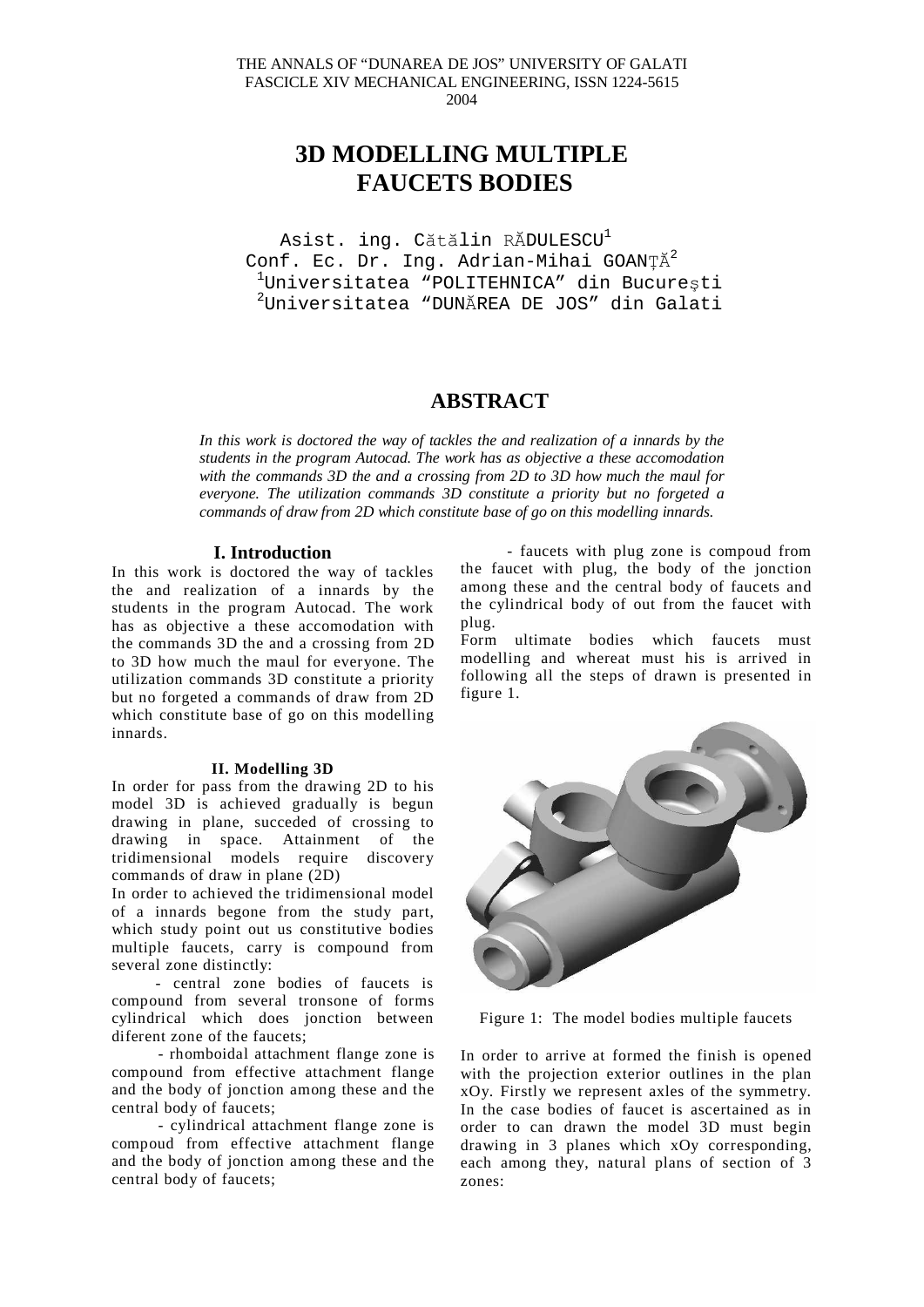THE ANNALS OF "DUNAREA DE JOS" UNIVERSITY OF GALATI
FASCICLE XIV MECHANICAL ENGINEERING, ISSN 1224-5615
2004

# 3D MODELLING MULTIPLE FAUCETS BODIES

Asist. ing. Cătălin RĂDULESCU[1]
Conf. Ec. Dr. Ing. Adrian-Mihai GOANȚĂ[2]
[1]Universitatea "POLITEHNICA" din București
[2]Universitatea "DUNĂREA DE JOS" din Galati

## ABSTRACT

*In this work is doctored the way of tackles the and realization of a innards by the students in the program Autocad. The work has as objective a these accomodation with the commands 3D the and a crossing from 2D to 3D how much the maul for everyone. The utilization commands 3D constitute a priority but no forgeted a commands of draw from 2D which constitute base of go on this modelling innards.*

## I. Introduction

In this work is doctored the way of tackles the and realization of a innards by the students in the program Autocad. The work has as objective a these accomodation with the commands 3D the and a crossing from 2D to 3D how much the maul for everyone. The utilization commands 3D constitute a priority but no forgeted a commands of draw from 2D which constitute base of go on this modelling innards.

### II. Modelling 3D

In order for pass from the drawing 2D to his model 3D is achieved gradually is begun drawing in plane, succeded of crossing to drawing in space. Attainment of the tridimensional models require discovery commands of draw in plane (2D)

In order to achieved the tridimensional model of a innards begone from the study part, which study point out us constitutive bodies multiple faucets, carry is compound from several zone distinctly:

- central zone bodies of faucets is compound from several tronsone of forms cylindrical which does jonction between diferent zone of the faucets;
- rhomboidal attachment flange zone is compound from effective attachment flange and the body of jonction among these and the central body of faucets;
- cylindrical attachment flange zone is compoud from effective attachment flange and the body of jonction among these and the central body of faucets;
- faucets with plug zone is compoud from the faucet with plug, the body of the jonction among these and the central body of faucets and the cylindrical body of out from the faucet with plug.

Form ultimate bodies which faucets must modelling and whereat must his is arrived in following all the steps of drawn is presented in figure 1.

Figure 1: The model bodies multiple faucets

In order to arrive at formed the finish is opened with the projection exterior outlines in the plan xOy. Firstly we represent axles of the symmetry. In the case bodies of faucet is ascertained as in order to can drawn the model 3D must begin drawing in 3 planes which xOy corresponding, each among they, natural plans of section of 3 zones: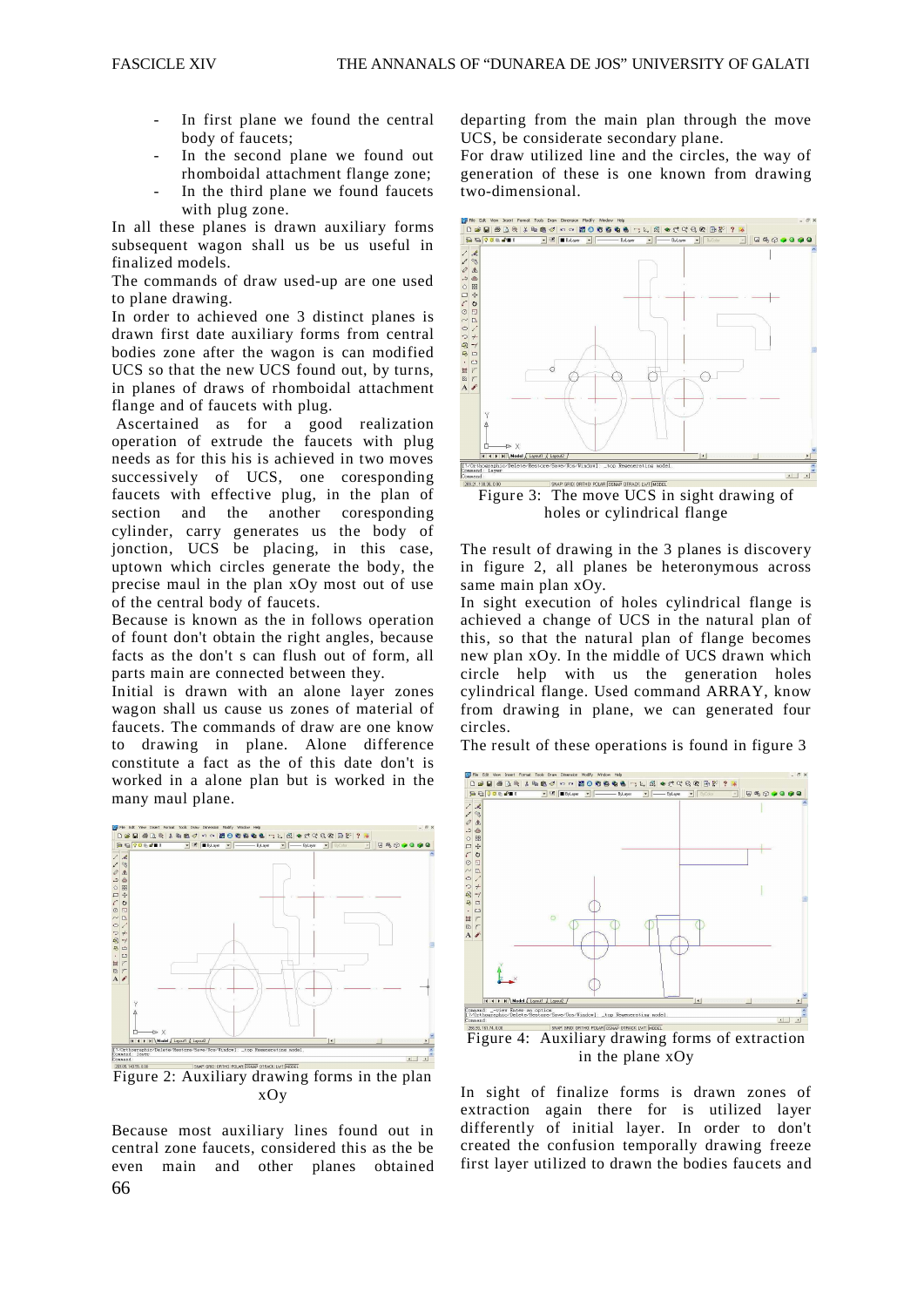- In first plane we found the central body of faucets;
- In the second plane we found out rhomboidal attachment flange zone;
- In the third plane we found faucets with plug zone.

In all these planes is drawn auxiliary forms subsequent wagon shall us be us useful in finalized models.

The commands of draw used-up are one used to plane drawing.

In order to achieved one 3 distinct planes is drawn first date auxiliary forms from central bodies zone after the wagon is can modified UCS so that the new UCS found out, by turns, in planes of draws of rhomboidal attachment flange and of faucets with plug.

Ascertained as for a good realization operation of extrude the faucets with plug needs as for this his is achieved in two moves successively of UCS, one coresponding faucets with effective plug, in the plan of section and the another coresponding cylinder, carry generates us the body of jonction, UCS be placing, in this case, uptown which circles generate the body, the precise maul in the plan xOy most out of use of the central body of faucets.

Because is known as the in follows operation of fount don't obtain the right angles, because facts as the don't s can flush out of form, all parts main are connected between they.

Initial is drawn with an alone layer zones wagon shall us cause us zones of material of faucets. The commands of draw are one know to drawing in plane. Alone difference constitute a fact as the of this date don't is worked in a alone plan but is worked in the many maul plane.

Figure 2: Auxiliary drawing forms in the plan xOy

Because most auxiliary lines found out in central zone faucets, considered this as the be even main and other planes obtained departing from the main plan through the move UCS, be considerate secondary plane.

For draw utilized line and the circles, the way of generation of these is one known from drawing two-dimensional.

Figure 3: The move UCS in sight drawing of holes or cylindrical flange

The result of drawing in the 3 planes is discovery in figure 2, all planes be heteronymous across same main plan xOy.

In sight execution of holes cylindrical flange is achieved a change of UCS in the natural plan of this, so that the natural plan of flange becomes new plan xOy. In the middle of UCS drawn which circle help with us the generation holes cylindrical flange. Used command ARRAY, know from drawing in plane, we can generated four circles.

The result of these operations is found in figure 3

Figure 4: Auxiliary drawing forms of extraction in the plane xOy

In sight of finalize forms is drawn zones of extraction again there for is utilized layer differently of initial layer. In order to don't created the confusion temporally drawing freeze first layer utilized to drawn the bodies faucets and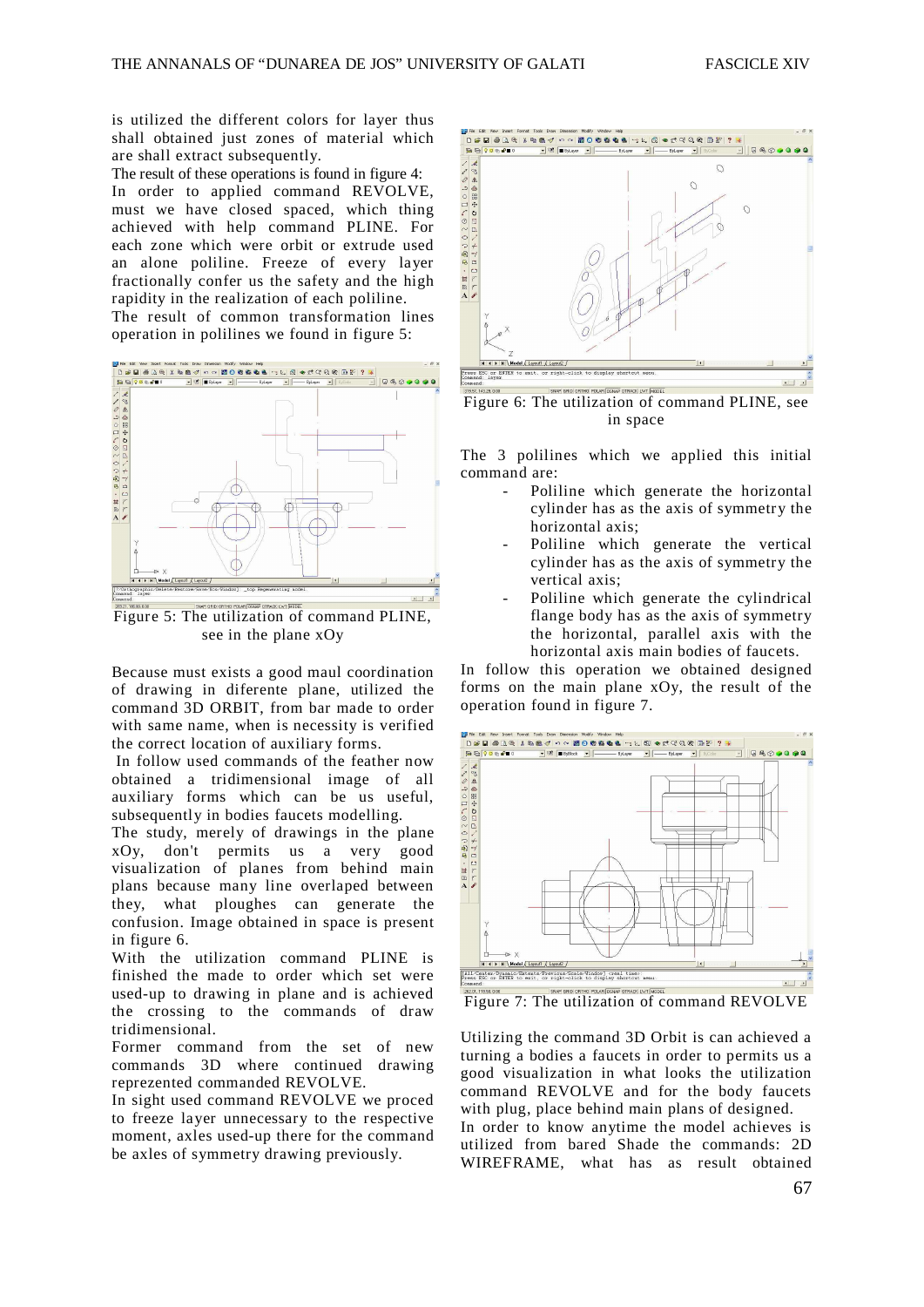is utilized the different colors for layer thus shall obtained just zones of material which are shall extract subsequently.

The result of these operations is found in figure 4:

In order to applied command REVOLVE, must we have closed spaced, which thing achieved with help command PLINE. For each zone which were orbit or extrude used an alone poliline. Freeze of every layer fractionally confer us the safety and the high rapidity in the realization of each poliline.

The result of common transformation lines operation in polilines we found in figure 5:

Figure 5: The utilization of command PLINE, see in the plane xOy

Because must exists a good maul coordination of drawing in diferente plane, utilized the command 3D ORBIT, from bar made to order with same name, when is necessity is verified the correct location of auxiliary forms.

In follow used commands of the feather now obtained a tridimensional image of all auxiliary forms which can be us useful, subsequently in bodies faucets modelling.

The study, merely of drawings in the plane xOy, don't permits us a very good visualization of planes from behind main plans because many line overlaped between they, what ploughes can generate the confusion. Image obtained in space is present in figure 6.

With the utilization command PLINE is finished the made to order which set were used-up to drawing in plane and is achieved the crossing to the commands of draw tridimensional.

Former command from the set of new commands 3D where continued drawing reprezented commanded REVOLVE.

In sight used command REVOLVE we proced to freeze layer unnecessary to the respective moment, axles used-up there for the command be axles of symmetry drawing previously.

Figure 6: The utilization of command PLINE, see in space

The 3 polilines which we applied this initial command are:

- Poliline which generate the horizontal cylinder has as the axis of symmetry the horizontal axis;
- Poliline which generate the vertical cylinder has as the axis of symmetry the vertical axis;
- Poliline which generate the cylindrical flange body has as the axis of symmetry the horizontal, parallel axis with the horizontal axis main bodies of faucets.

In follow this operation we obtained designed forms on the main plane xOy, the result of the operation found in figure 7.

Figure 7: The utilization of command REVOLVE

Utilizing the command 3D Orbit is can achieved a turning a bodies a faucets in order to permits us a good visualization in what looks the utilization command REVOLVE and for the body faucets with plug, place behind main plans of designed.

In order to know anytime the model achieves is utilized from bared Shade the commands: 2D WIREFRAME, what has as result obtained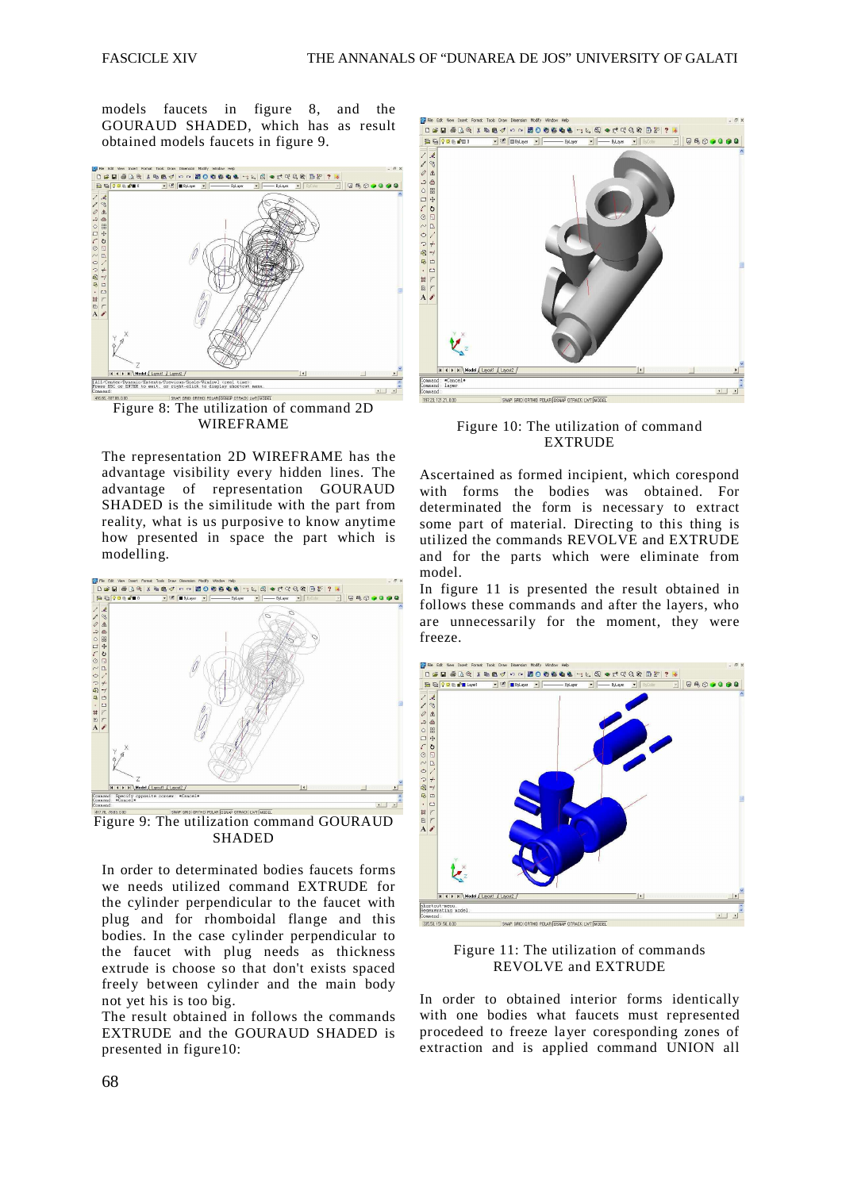models faucets in figure 8, and the GOURAUD SHADED, which has as result obtained models faucets in figure 9.

Figure 8: The utilization of command 2D WIREFRAME

The representation 2D WIREFRAME has the advantage visibility every hidden lines. The advantage of representation GOURAUD SHADED is the similitude with the part from reality, what is us purposive to know anytime how presented in space the part which is modelling.

Figure 9: The utilization command GOURAUD SHADED

In order to determinated bodies faucets forms we needs utilized command EXTRUDE for the cylinder perpendicular to the faucet with plug and for rhomboidal flange and this bodies. In the case cylinder perpendicular to the faucet with plug needs as thickness extrude is choose so that don't exists spaced freely between cylinder and the main body not yet his is too big.

The result obtained in follows the commands EXTRUDE and the GOURAUD SHADED is presented in figure10:

Figure 10: The utilization of command EXTRUDE

Ascertained as formed incipient, which corespond with forms the bodies was obtained. For determinated the form is necessary to extract some part of material. Directing to this thing is utilized the commands REVOLVE and EXTRUDE and for the parts which were eliminate from model.

In figure 11 is presented the result obtained in follows these commands and after the layers, who are unnecessarily for the moment, they were freeze.

Figure 11: The utilization of commands REVOLVE and EXTRUDE

In order to obtained interior forms identically with one bodies what faucets must represented procedeed to freeze layer coresponding zones of extraction and is applied command UNION all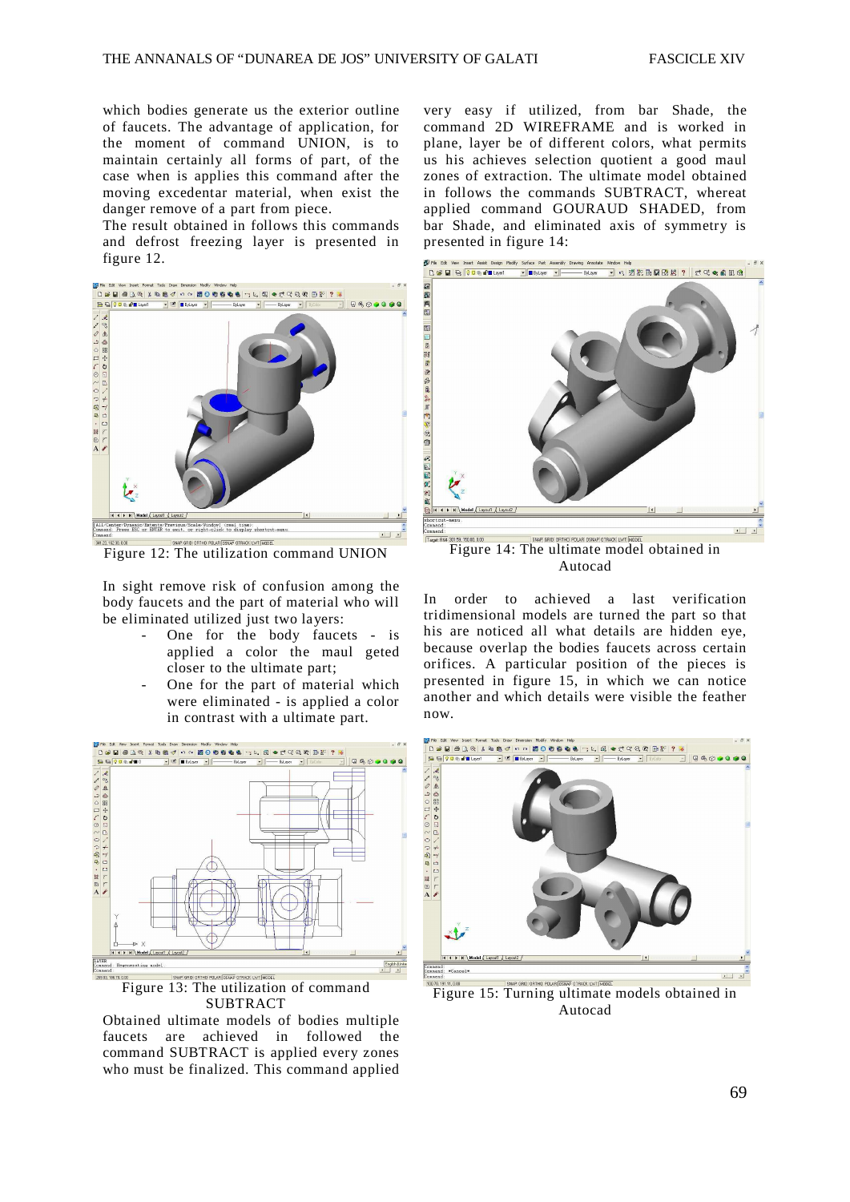which bodies generate us the exterior outline of faucets. The advantage of application, for the moment of command UNION, is to maintain certainly all forms of part, of the case when is applies this command after the moving excedentar material, when exist the danger remove of a part from piece.
The result obtained in follows this commands and defrost freezing layer is presented in figure 12.

Figure 12: The utilization command UNION

In sight remove risk of confusion among the body faucets and the part of material who will be eliminated utilized just two layers:

- One for the body faucets - is applied a color the maul geted closer to the ultimate part;
- One for the part of material which were eliminated - is applied a color in contrast with a ultimate part.

Figure 13: The utilization of command SUBTRACT

Obtained ultimate models of bodies multiple faucets are achieved in followed the command SUBTRACT is applied every zones who must be finalized. This command applied very easy if utilized, from bar Shade, the command 2D WIREFRAME and is worked in plane, layer be of different colors, what permits us his achieves selection quotient a good maul zones of extraction. The ultimate model obtained in follows the commands SUBTRACT, whereat applied command GOURAUD SHADED, from bar Shade, and eliminated axis of symmetry is presented in figure 14:

Figure 14: The ultimate model obtained in Autocad

In order to achieved a last verification tridimensional models are turned the part so that his are noticed all what details are hidden eye, because overlap the bodies faucets across certain orifices. A particular position of the pieces is presented in figure 15, in which we can notice another and which details were visible the feather now.

Figure 15: Turning ultimate models obtained in Autocad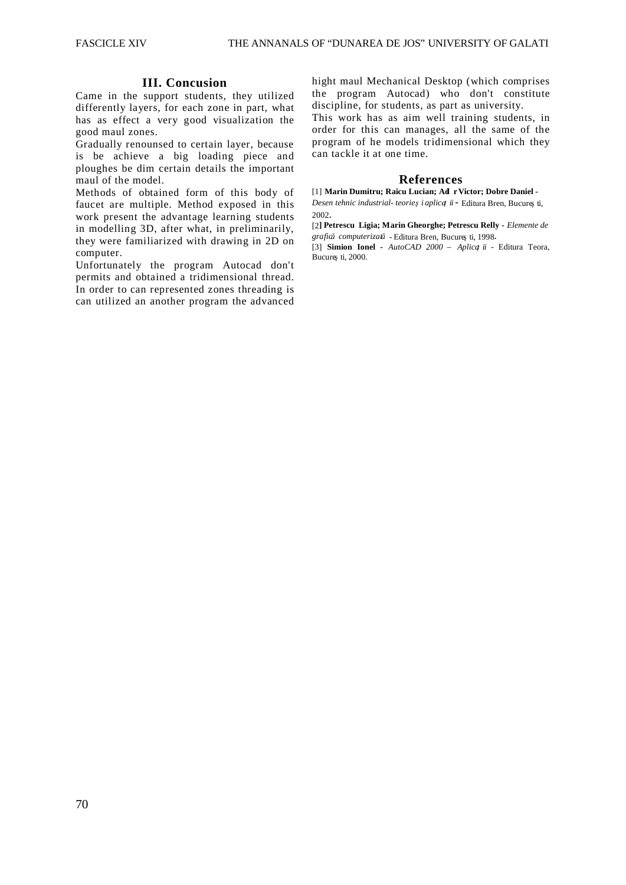## III. Concusion

Came in the support students, they utilized differently layers, for each zone in part, what has as effect a very good visualization the good maul zones.

Gradually renounsed to certain layer, because is be achieve a big loading piece and ploughes be dim certain details the important maul of the model.

Methods of obtained form of this body of faucet are multiple. Method exposed in this work present the advantage learning students in modelling 3D, after what, in preliminarily, they were familiarized with drawing in 2D on computer.

Unfortunately the program Autocad don't permits and obtained a tridimensional thread. In order to can represented zones threading is can utilized an another program the advanced hight maul Mechanical Desktop (which comprises the program Autocad) who don't constitute discipline, for students, as part as university.

This work has as aim well training students, in order for this can manages, all the same of the program of he models tridimensional which they can tackle it at one time.

## References

[1] **Marin Dumitru; Raicu Lucian; Ad r Victor; Dobre Daniel** - *Desen tehnic industrial- teorie ș i aplica ț ii* - Editura Bren, Bucure ș ti, 2002.

[2**] Petrescu Ligia; Marin Gheorghe; Petrescu Relly** - *Elemente de grafic ă computerizat ă* - Editura Bren, Bucure ș ti, 1998.

[3] **Simion Ionel** - *AutoCAD 2000 – Aplica ț ii* - Editura Teora, Bucure ș ti, 2000.